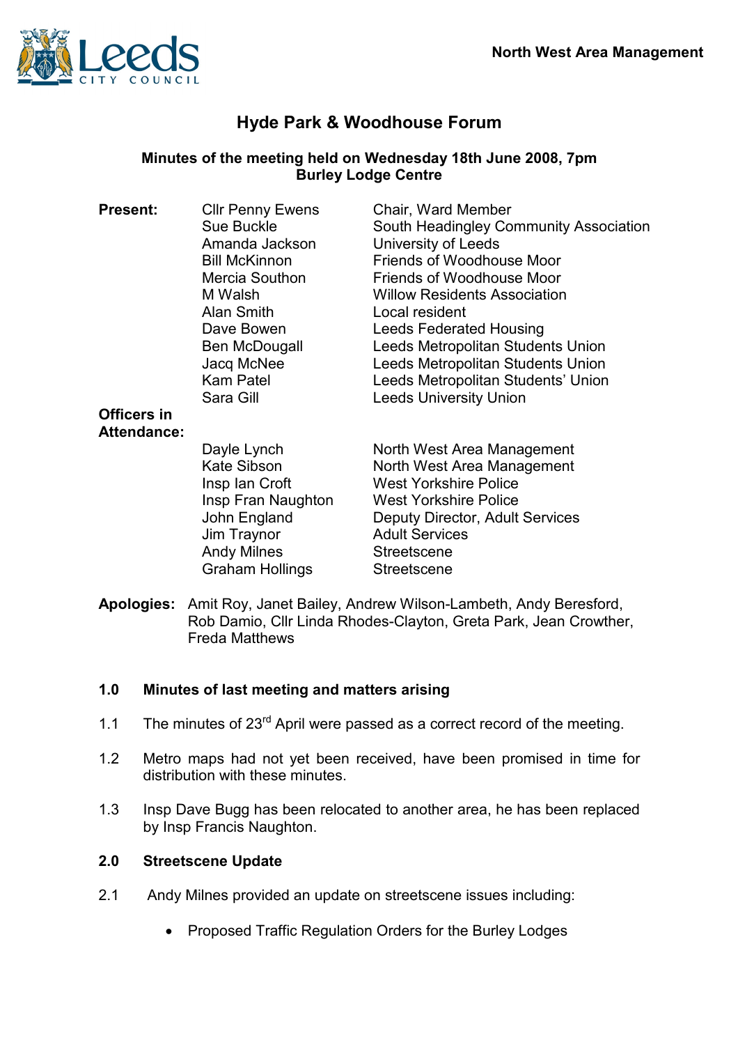North West Area Management

# Hyde Park & Woodhouse Forum

**Minutes of the meeting held on Wednesday 18th June 2008, 7pm**
**Burley Lodge Centre**

| | | |
|---|---|---|
| **Present:** | Cllr Penny Ewens | Chair, Ward Member |
| | Sue Buckle | South Headingley Community Association |
| | Amanda Jackson | University of Leeds |
| | Bill McKinnon | Friends of Woodhouse Moor |
| | Mercia Southon | Friends of Woodhouse Moor |
| | M Walsh | Willow Residents Association |
| | Alan Smith | Local resident |
| | Dave Bowen | Leeds Federated Housing |
| | Ben McDougall | Leeds Metropolitan Students Union |
| | Jacq McNee | Leeds Metropolitan Students Union |
| | Kam Patel | Leeds Metropolitan Students' Union |
| | Sara Gill | Leeds University Union |
| **Officers in Attendance:** | | |
| | Dayle Lynch | North West Area Management |
| | Kate Sibson | North West Area Management |
| | Insp Ian Croft | West Yorkshire Police |
| | Insp Fran Naughton | West Yorkshire Police |
| | John England | Deputy Director, Adult Services |
| | Jim Traynor | Adult Services |
| | Andy Milnes | Streetscene |
| | Graham Hollings | Streetscene |

**Apologies:** Amit Roy, Janet Bailey, Andrew Wilson-Lambeth, Andy Beresford, Rob Damio, Cllr Linda Rhodes-Clayton, Greta Park, Jean Crowther, Freda Matthews

## 1.0 Minutes of last meeting and matters arising

1.1 The minutes of 23rd April were passed as a correct record of the meeting.

1.2 Metro maps had not yet been received, have been promised in time for distribution with these minutes.

1.3 Insp Dave Bugg has been relocated to another area, he has been replaced by Insp Francis Naughton.

## 2.0 Streetscene Update

2.1 Andy Milnes provided an update on streetscene issues including:

- Proposed Traffic Regulation Orders for the Burley Lodges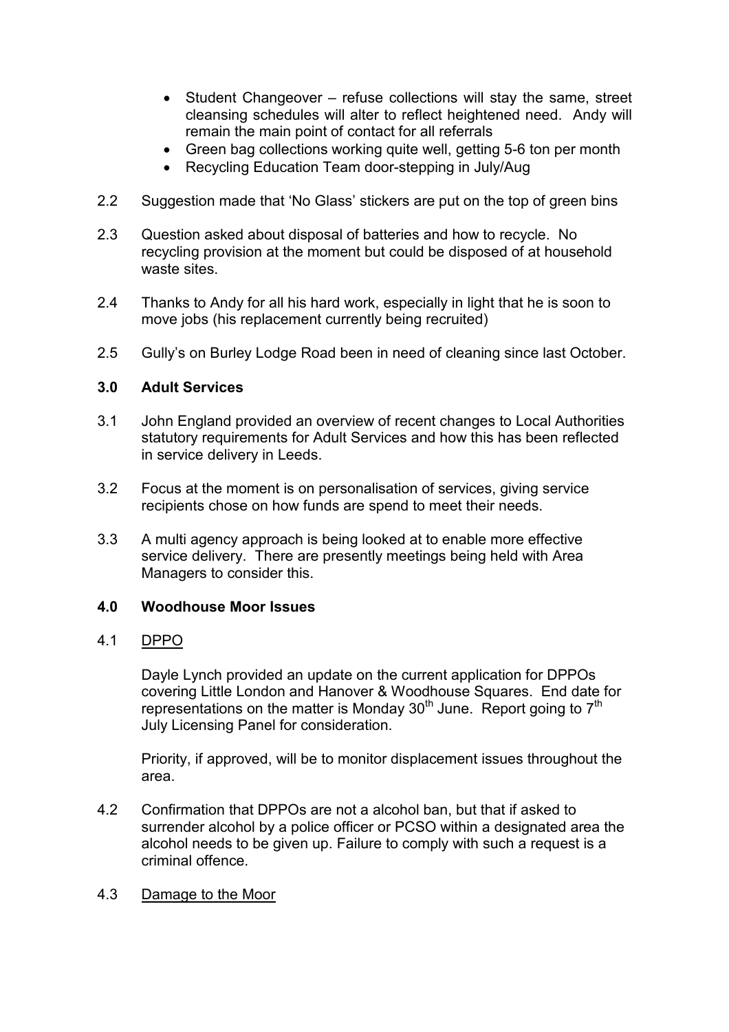- Student Changeover – refuse collections will stay the same, street cleansing schedules will alter to reflect heightened need. Andy will remain the main point of contact for all referrals
- Green bag collections working quite well, getting 5-6 ton per month
- Recycling Education Team door-stepping in July/Aug

2.2 Suggestion made that 'No Glass' stickers are put on the top of green bins

2.3 Question asked about disposal of batteries and how to recycle. No recycling provision at the moment but could be disposed of at household waste sites.

2.4 Thanks to Andy for all his hard work, especially in light that he is soon to move jobs (his replacement currently being recruited)

2.5 Gully's on Burley Lodge Road been in need of cleaning since last October.

### 3.0 Adult Services

3.1 John England provided an overview of recent changes to Local Authorities statutory requirements for Adult Services and how this has been reflected in service delivery in Leeds.

3.2 Focus at the moment is on personalisation of services, giving service recipients chose on how funds are spend to meet their needs.

3.3 A multi agency approach is being looked at to enable more effective service delivery. There are presently meetings being held with Area Managers to consider this.

### 4.0 Woodhouse Moor Issues

4.1 <u>DPPO</u>

Dayle Lynch provided an update on the current application for DPPOs covering Little London and Hanover & Woodhouse Squares. End date for representations on the matter is Monday 30th June. Report going to 7th July Licensing Panel for consideration.

Priority, if approved, will be to monitor displacement issues throughout the area.

4.2 Confirmation that DPPOs are not a alcohol ban, but that if asked to surrender alcohol by a police officer or PCSO within a designated area the alcohol needs to be given up. Failure to comply with such a request is a criminal offence.

4.3 <u>Damage to the Moor</u>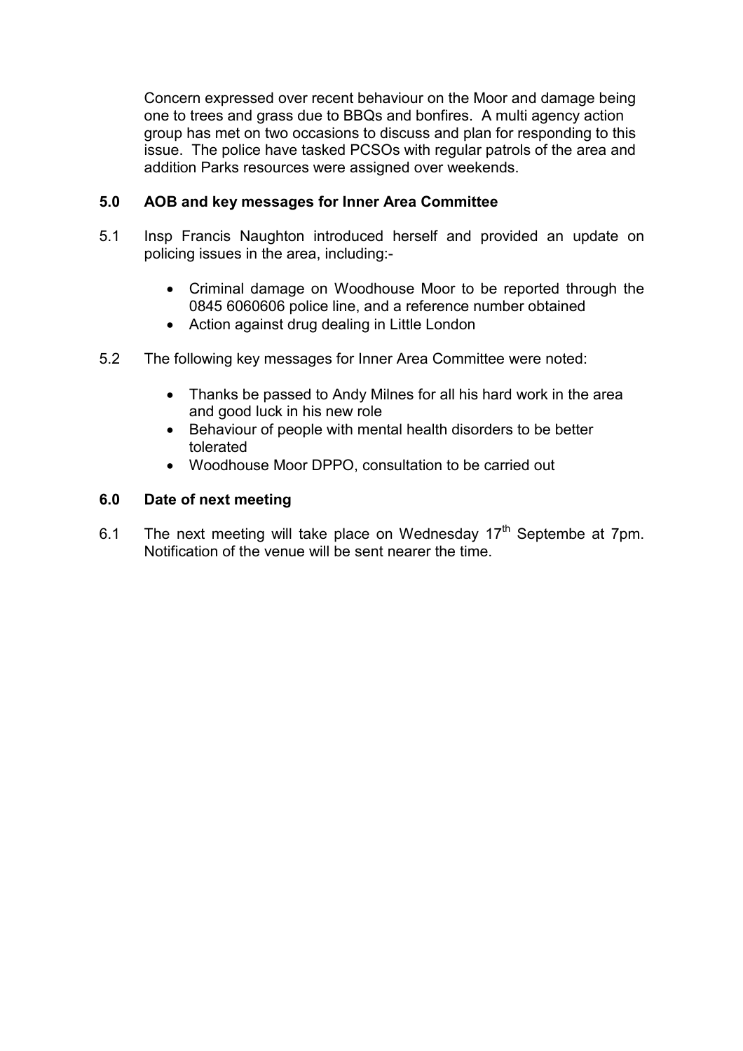Concern expressed over recent behaviour on the Moor and damage being one to trees and grass due to BBQs and bonfires. A multi agency action group has met on two occasions to discuss and plan for responding to this issue. The police have tasked PCSOs with regular patrols of the area and addition Parks resources were assigned over weekends.

**5.0 AOB and key messages for Inner Area Committee**

5.1 Insp Francis Naughton introduced herself and provided an update on policing issues in the area, including:-

- Criminal damage on Woodhouse Moor to be reported through the 0845 6060606 police line, and a reference number obtained
- Action against drug dealing in Little London

5.2 The following key messages for Inner Area Committee were noted:

- Thanks be passed to Andy Milnes for all his hard work in the area and good luck in his new role
- Behaviour of people with mental health disorders to be better tolerated
- Woodhouse Moor DPPO, consultation to be carried out

**6.0 Date of next meeting**

6.1 The next meeting will take place on Wednesday 17th Septembe at 7pm. Notification of the venue will be sent nearer the time.